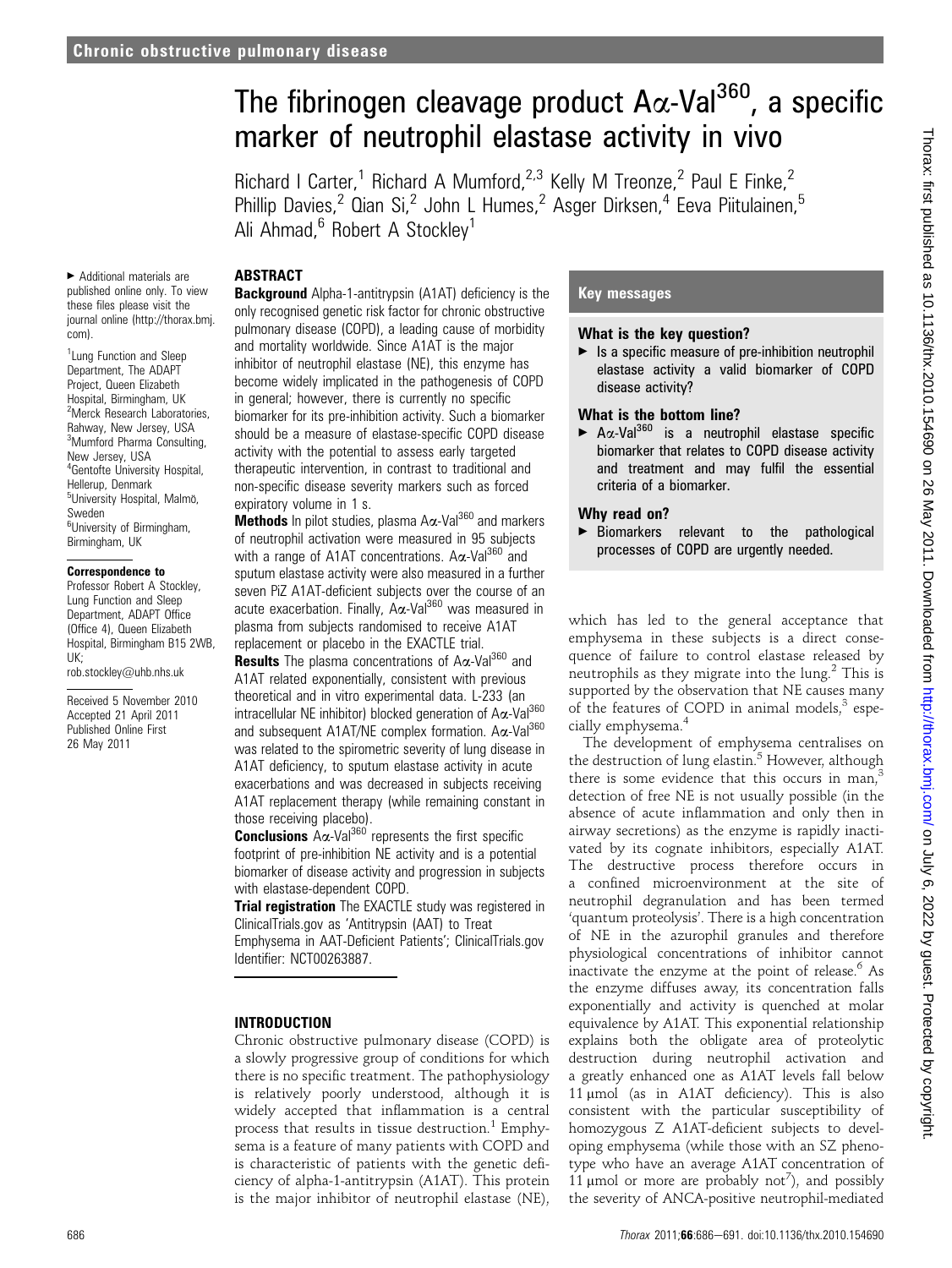# The fibrinogen cleavage product Aα-Val[360], a specific marker of neutrophil elastase activity in vivo

Richard I Carter,[1] Richard A Mumford,[2,3] Kelly M Treonze,[2] Paul E Finke,[2] Phillip Davies,[2] Qian Si,[2] John L Humes,[2] Asger Dirksen,[4] Eeva Piitulainen,[5] Ali Ahmad,[6] Robert A Stockley[1]

► Additional materials are published online only. To view these files please visit the journal online (http://thorax.bmj.com).

[1]Lung Function and Sleep Department, The ADAPT Project, Queen Elizabeth Hospital, Birmingham, UK
[2]Merck Research Laboratories, Rahway, New Jersey, USA
[3]Mumford Pharma Consulting, New Jersey, USA
[4]Gentofte University Hospital, Hellerup, Denmark
[5]University Hospital, Malmö, Sweden
[6]University of Birmingham, Birmingham, UK

**Correspondence to**
Professor Robert A Stockley, Lung Function and Sleep Department, ADAPT Office (Office 4), Queen Elizabeth Hospital, Birmingham B15 2WB, UK; rob.stockley@uhb.nhs.uk

Received 5 November 2010
Accepted 21 April 2011
Published Online First 26 May 2011

## ABSTRACT

**Background** Alpha-1-antitrypsin (A1AT) deficiency is the only recognised genetic risk factor for chronic obstructive pulmonary disease (COPD), a leading cause of morbidity and mortality worldwide. Since A1AT is the major inhibitor of neutrophil elastase (NE), this enzyme has become widely implicated in the pathogenesis of COPD in general; however, there is currently no specific biomarker for its pre-inhibition activity. Such a biomarker should be a measure of elastase-specific COPD disease activity with the potential to assess early targeted therapeutic intervention, in contrast to traditional and non-specific disease severity markers such as forced expiratory volume in 1 s.

**Methods** In pilot studies, plasma Aα-Val[360] and markers of neutrophil activation were measured in 95 subjects with a range of A1AT concentrations. Aα-Val[360] and sputum elastase activity were also measured in a further seven PiZ A1AT-deficient subjects over the course of an acute exacerbation. Finally, Aα-Val[360] was measured in plasma from subjects randomised to receive A1AT replacement or placebo in the EXACTLE trial.

**Results** The plasma concentrations of Aα-Val[360] and A1AT related exponentially, consistent with previous theoretical and in vitro experimental data. L-233 (an intracellular NE inhibitor) blocked generation of Aα-Val[360] and subsequent A1AT/NE complex formation. Aα-Val[360] was related to the spirometric severity of lung disease in A1AT deficiency, to sputum elastase activity in acute exacerbations and was decreased in subjects receiving A1AT replacement therapy (while remaining constant in those receiving placebo).

**Conclusions** Aα-Val[360] represents the first specific footprint of pre-inhibition NE activity and is a potential biomarker of disease activity and progression in subjects with elastase-dependent COPD.

**Trial registration** The EXACTLE study was registered in ClinicalTrials.gov as 'Antitrypsin (AAT) to Treat Emphysema in AAT-Deficient Patients'; ClinicalTrials.gov Identifier: NCT00263887.

## Key messages

### What is the key question?

► Is a specific measure of pre-inhibition neutrophil elastase activity a valid biomarker of COPD disease activity?

### What is the bottom line?

► Aα-Val[360] is a neutrophil elastase specific biomarker that relates to COPD disease activity and treatment and may fulfil the essential criteria of a biomarker.

### Why read on?

► Biomarkers relevant to the pathological processes of COPD are urgently needed.

## INTRODUCTION

Chronic obstructive pulmonary disease (COPD) is a slowly progressive group of conditions for which there is no specific treatment. The pathophysiology is relatively poorly understood, although it is widely accepted that inflammation is a central process that results in tissue destruction.[1] Emphysema is a feature of many patients with COPD and is characteristic of patients with the genetic deficiency of alpha-1-antitrypsin (A1AT). This protein is the major inhibitor of neutrophil elastase (NE), which has led to the general acceptance that emphysema in these subjects is a direct consequence of failure to control elastase released by neutrophils as they migrate into the lung.[2] This is supported by the observation that NE causes many of the features of COPD in animal models,[3] especially emphysema.[4]

The development of emphysema centralises on the destruction of lung elastin.[5] However, although there is some evidence that this occurs in man,[3] detection of free NE is not usually possible (in the absence of acute inflammation and only then in airway secretions) as the enzyme is rapidly inactivated by its cognate inhibitors, especially A1AT. The destructive process therefore occurs in a confined microenvironment at the site of neutrophil degranulation and has been termed 'quantum proteolysis'. There is a high concentration of NE in the azurophil granules and therefore physiological concentrations of inhibitor cannot inactivate the enzyme at the point of release.[6] As the enzyme diffuses away, its concentration falls exponentially and activity is quenched at molar equivalence by A1AT. This exponential relationship explains both the obligate area of proteolytic destruction during neutrophil activation and a greatly enhanced one as A1AT levels fall below 11 μmol (as in A1AT deficiency). This is also consistent with the particular susceptibility of homozygous Z A1AT-deficient subjects to developing emphysema (while those with an SZ phenotype who have an average A1AT concentration of 11 μmol or more are probably not[7]), and possibly the severity of ANCA-positive neutrophil-mediated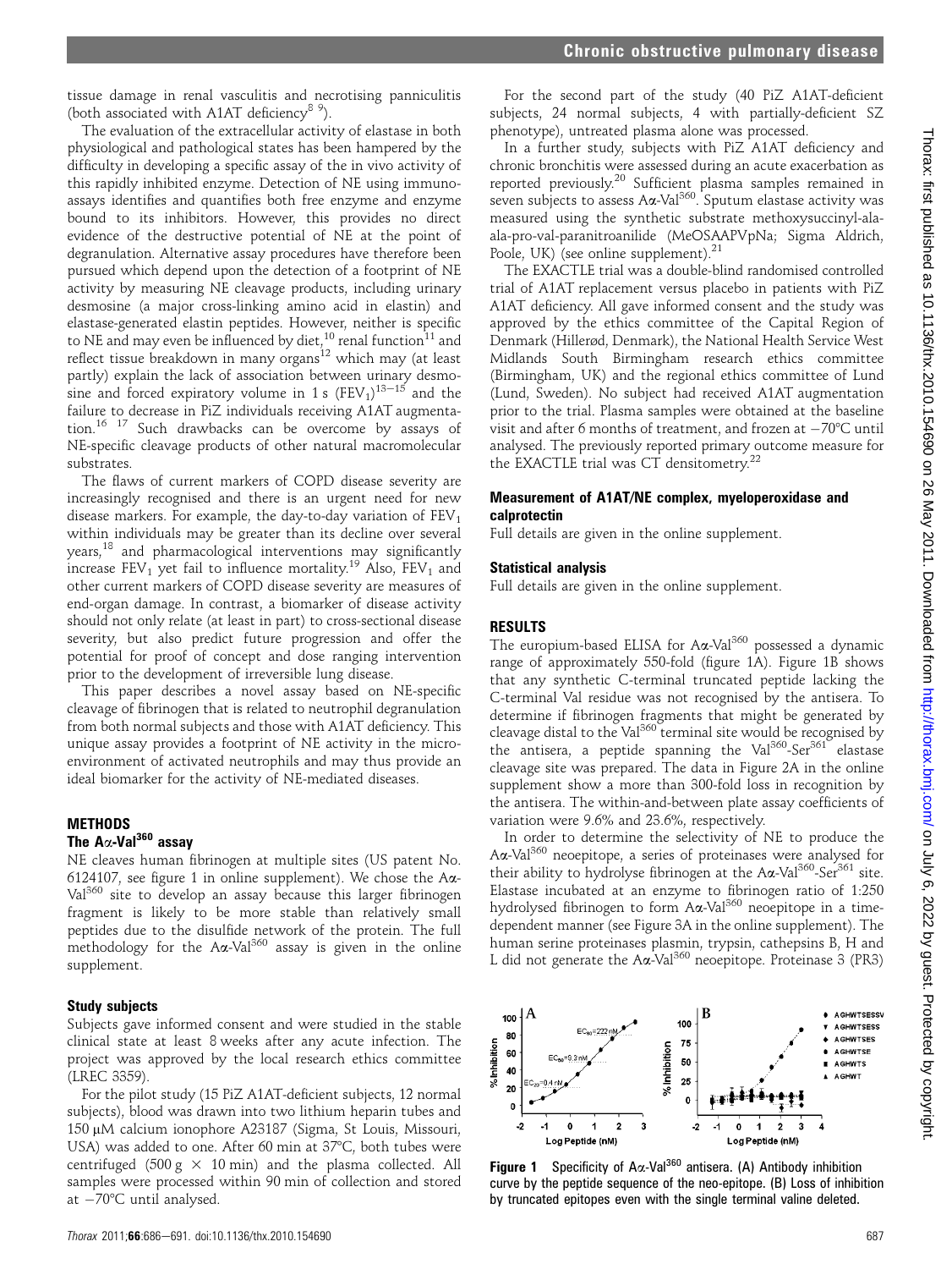tissue damage in renal vasculitis and necrotising panniculitis (both associated with A1AT deficiency[8 9]).

The evaluation of the extracellular activity of elastase in both physiological and pathological states has been hampered by the difficulty in developing a specific assay of the in vivo activity of this rapidly inhibited enzyme. Detection of NE using immunoassays identifies and quantifies both free enzyme and enzyme bound to its inhibitors. However, this provides no direct evidence of the destructive potential of NE at the point of degranulation. Alternative assay procedures have therefore been pursued which depend upon the detection of a footprint of NE activity by measuring NE cleavage products, including urinary desmosine (a major cross-linking amino acid in elastin) and elastase-generated elastin peptides. However, neither is specific to NE and may even be influenced by diet,[10] renal function[11] and reflect tissue breakdown in many organs[12] which may (at least partly) explain the lack of association between urinary desmosine and forced expiratory volume in 1 s ($FEV_1$)[13–15] and the failure to decrease in PiZ individuals receiving A1AT augmentation.[16 17] Such drawbacks can be overcome by assays of NE-specific cleavage products of other natural macromolecular substrates.

The flaws of current markers of COPD disease severity are increasingly recognised and there is an urgent need for new disease markers. For example, the day-to-day variation of $FEV_1$ within individuals may be greater than its decline over several years,[18] and pharmacological interventions may significantly increase $FEV_1$ yet fail to influence mortality.[19] Also, $FEV_1$ and other current markers of COPD disease severity are measures of end-organ damage. In contrast, a biomarker of disease activity should not only relate (at least in part) to cross-sectional disease severity, but also predict future progression and offer the potential for proof of concept and dose ranging intervention prior to the development of irreversible lung disease.

This paper describes a novel assay based on NE-specific cleavage of fibrinogen that is related to neutrophil degranulation from both normal subjects and those with A1AT deficiency. This unique assay provides a footprint of NE activity in the microenvironment of activated neutrophils and may thus provide an ideal biomarker for the activity of NE-mediated diseases.

## METHODS

### The Aα-Val[360] assay

NE cleaves human fibrinogen at multiple sites (US patent No. 6124107, see figure 1 in online supplement). We chose the Aα-Val[360] site to develop an assay because this larger fibrinogen fragment is likely to be more stable than relatively small peptides due to the disulfide network of the protein. The full methodology for the Aα-Val[360] assay is given in the online supplement.

### Study subjects

Subjects gave informed consent and were studied in the stable clinical state at least 8 weeks after any acute infection. The project was approved by the local research ethics committee (LREC 3359).

For the pilot study (15 PiZ A1AT-deficient subjects, 12 normal subjects), blood was drawn into two lithium heparin tubes and 150 μM calcium ionophore A23187 (Sigma, St Louis, Missouri, USA) was added to one. After 60 min at 37°C, both tubes were centrifuged (500 g × 10 min) and the plasma collected. All samples were processed within 90 min of collection and stored at −70°C until analysed.

For the second part of the study (40 PiZ A1AT-deficient subjects, 24 normal subjects, 4 with partially-deficient SZ phenotype), untreated plasma alone was processed.

In a further study, subjects with PiZ A1AT deficiency and chronic bronchitis were assessed during an acute exacerbation as reported previously.[20] Sufficient plasma samples remained in seven subjects to assess Aα-Val[360]. Sputum elastase activity was measured using the synthetic substrate methoxysuccinyl-ala-ala-pro-val-paranitroanilide (MeOSAAPVpNa; Sigma Aldrich, Poole, UK) (see online supplement).[21]

The EXACTLE trial was a double-blind randomised controlled trial of A1AT replacement versus placebo in patients with PiZ A1AT deficiency. All gave informed consent and the study was approved by the ethics committee of the Capital Region of Denmark (Hillerød, Denmark), the National Health Service West Midlands South Birmingham research ethics committee (Birmingham, UK) and the regional ethics committee of Lund (Lund, Sweden). No subject had received A1AT augmentation prior to the trial. Plasma samples were obtained at the baseline visit and after 6 months of treatment, and frozen at −70°C until analysed. The previously reported primary outcome measure for the EXACTLE trial was CT densitometry.[22]

### Measurement of A1AT/NE complex, myeloperoxidase and calprotectin

Full details are given in the online supplement.

### Statistical analysis

Full details are given in the online supplement.

## RESULTS

The europium-based ELISA for Aα-Val[360] possessed a dynamic range of approximately 550-fold (figure 1A). Figure 1B shows that any synthetic C-terminal truncated peptide lacking the C-terminal Val residue was not recognised by the antisera. To determine if fibrinogen fragments that might be generated by cleavage distal to the Val[360] terminal site would be recognised by the antisera, a peptide spanning the Val[360]-Ser[361] elastase cleavage site was prepared. The data in Figure 2A in the online supplement show a more than 300-fold loss in recognition by the antisera. The within-and-between plate assay coefficients of variation were 9.6% and 23.6%, respectively.

In order to determine the selectivity of NE to produce the Aα-Val[360] neoepitope, a series of proteinases were analysed for their ability to hydrolyse fibrinogen at the Aα-Val[360]-Ser[361] site. Elastase incubated at an enzyme to fibrinogen ratio of 1:250 hydrolysed fibrinogen to form Aα-Val[360] neoepitope in a time-dependent manner (see Figure 3A in the online supplement). The human serine proteinases plasmin, trypsin, cathepsins B, H and L did not generate the Aα-Val[360] neoepitope. Proteinase 3 (PR3)

**Figure 1** Specificity of Aα-Val[360] antisera. (A) Antibody inhibition curve by the peptide sequence of the neo-epitope. (B) Loss of inhibition by truncated epitopes even with the single terminal valine deleted.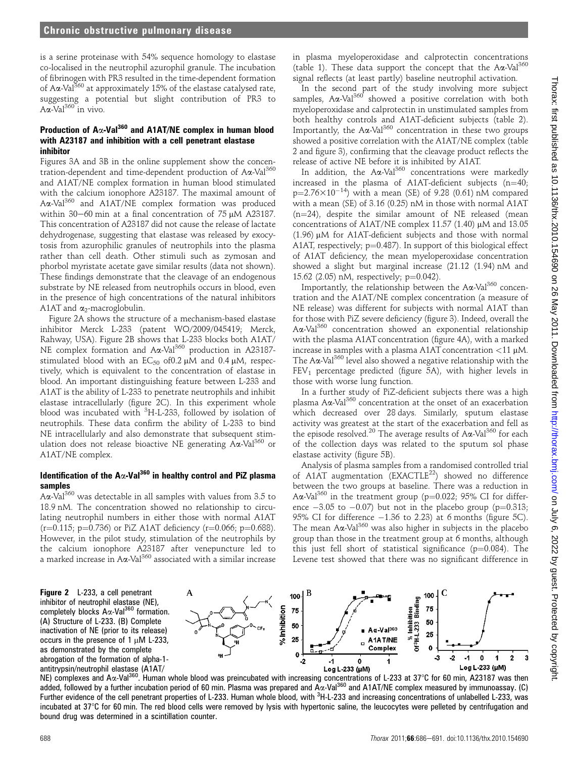is a serine proteinase with 54% sequence homology to elastase co-localised in the neutrophil azurophil granule. The incubation of fibrinogen with PR3 resulted in the time-dependent formation of Aα-Val[360] at approximately 15% of the elastase catalysed rate, suggesting a potential but slight contribution of PR3 to Aα-Val[360] in vivo.

### Production of Aα-Val[360] and A1AT/NE complex in human blood with A23187 and inhibition with a cell penetrant elastase inhibitor

Figures 3A and 3B in the online supplement show the concentration-dependent and time-dependent production of Aα-Val[360] and A1AT/NE complex formation in human blood stimulated with the calcium ionophore A23187. The maximal amount of Aα-Val[360] and A1AT/NE complex formation was produced within 30–60 min at a final concentration of 75 μM A23187. This concentration of A23187 did not cause the release of lactate dehydrogenase, suggesting that elastase was released by exocytosis from azurophilic granules of neutrophils into the plasma rather than cell death. Other stimuli such as zymosan and phorbol myristate acetate gave similar results (data not shown). These findings demonstrate that the cleavage of an endogenous substrate by NE released from neutrophils occurs in blood, even in the presence of high concentrations of the natural inhibitors A1AT and $\alpha_2$-macroglobulin.

Figure 2A shows the structure of a mechanism-based elastase inhibitor Merck L-233 (patent WO/2009/045419; Merck, Rahway, USA). Figure 2B shows that L-233 blocks both A1AT/NE complex formation and Aα-Val[360] production in A23187-stimulated blood with an $EC_{50}$ of0.2 μM and 0.4 μM, respectively, which is equivalent to the concentration of elastase in blood. An important distinguishing feature between L-233 and A1AT is the ability of L-233 to penetrate neutrophils and inhibit elastase intracellularly (figure 2C). In this experiment whole blood was incubated with $^3$H-L-233, followed by isolation of neutrophils. These data confirm the ability of L-233 to bind NE intracellularly and also demonstrate that subsequent stimulation does not release bioactive NE generating Aα-Val[360] or A1AT/NE complex.

### Identification of the Aα-Val[360] in healthy control and PiZ plasma samples

Aα-Val[360] was detectable in all samples with values from 3.5 to 18.9 nM. The concentration showed no relationship to circulating neutrophil numbers in either those with normal A1AT ($r=0.115$; $p=0.736$) or PiZ A1AT deficiency ($r=0.066$; $p=0.688$). However, in the pilot study, stimulation of the neutrophils by the calcium ionophore A23187 after venepuncture led to a marked increase in Aα-Val[360] associated with a similar increase in plasma myeloperoxidase and calprotectin concentrations (table 1). These data support the concept that the Aα-Val[360] signal reflects (at least partly) baseline neutrophil activation.

In the second part of the study involving more subject samples, Aα-Val[360] showed a positive correlation with both myeloperoxidase and calprotectin in unstimulated samples from both healthy controls and A1AT-deficient subjects (table 2). Importantly, the Aα-Val[360] concentration in these two groups showed a positive correlation with the A1AT/NE complex (table 2 and figure 3), confirming that the cleavage product reflects the release of active NE before it is inhibited by A1AT.

In addition, the Aα-Val[360] concentrations were markedly increased in the plasma of A1AT-deficient subjects (n=40; $p=2.76\times10^{-14}$) with a mean (SE) of 9.28 (0.61) nM compared with a mean (SE) of 3.16 (0.25) nM in those with normal A1AT (n=24), despite the similar amount of NE released (mean concentrations of A1AT/NE complex 11.57 (1.40) μM and 13.05 (1.96) μM for A1AT-deficient subjects and those with normal A1AT, respectively; $p=0.487$). In support of this biological effect of A1AT deficiency, the mean myeloperoxidase concentration showed a slight but marginal increase (21.12 (1.94) nM and 15.62 (2.05) nM, respectively; $p=0.042$).

Importantly, the relationship between the Aα-Val[360] concentration and the A1AT/NE complex concentration (a measure of NE release) was different for subjects with normal A1AT than for those with PiZ severe deficiency (figure 3). Indeed, overall the Aα-Val[360] concentration showed an exponential relationship with the plasma A1AT concentration (figure 4A), with a marked increase in samples with a plasma A1AT concentration <11 μM. The Aα-Val[360] level also showed a negative relationship with the $FEV_1$ percentage predicted (figure 5A), with higher levels in those with worse lung function.

In a further study of PiZ-deficient subjects there was a high plasma Aα-Val[360] concentration at the onset of an exacerbation which decreased over 28 days. Similarly, sputum elastase activity was greatest at the start of the exacerbation and fell as the episode resolved.[20] The average results of Aα-Val[360] for each of the collection days was related to the sputum sol phase elastase activity (figure 5B).

Analysis of plasma samples from a randomised controlled trial of A1AT augmentation (EXACTLE[22]) showed no difference between the two groups at baseline. There was a reduction in Aα-Val[360] in the treatment group ($p=0.022$; 95% CI for difference −3.05 to −0.07) but not in the placebo group ($p=0.313$; 95% CI for difference −1.36 to 2.23) at 6 months (figure 5C). The mean Aα-Val[360] was also higher in subjects in the placebo group than those in the treatment group at 6 months, although this just fell short of statistical significance ($p=0.084$). The Levene test showed that there was no significant difference in

**Figure 2** L-233, a cell penetrant inhibitor of neutrophil elastase (NE), completely blocks Aα-Val[360] formation. (A) Structure of L-233. (B) Complete inactivation of NE (prior to its release) occurs in the presence of 1 μM L-233, as demonstrated by the complete abrogation of the formation of alpha-1-antitrypsin/neutrophil elastase (A1AT/NE) complexes and Aα-Val[360]. Human whole blood was preincubated with increasing concentrations of L-233 at 37°C for 60 min, A23187 was then added, followed by a further incubation period of 60 min. Plasma was prepared and Aα-Val[360] and A1AT/NE complex measured by immunoassay. (C) Further evidence of the cell penetrant properties of L-233. Human whole blood, with $^3$H-L-233 and increasing concentrations of unlabelled L-233, was incubated at 37°C for 60 min. The red blood cells were removed by lysis with hypertonic saline, the leucocytes were pelleted by centrifugation and bound drug was determined in a scintillation counter.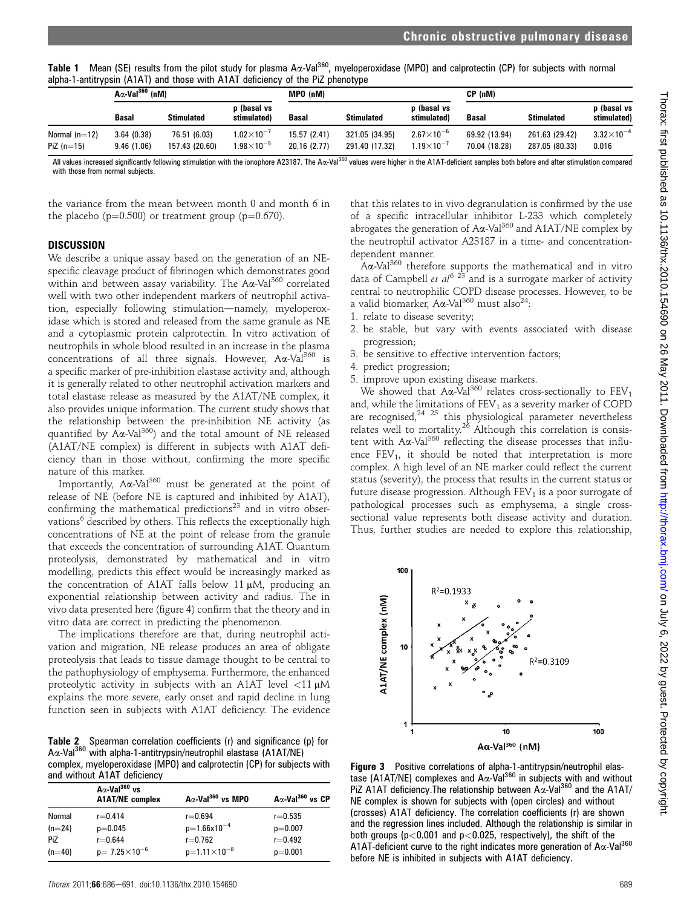**Table 1** Mean (SE) results from the pilot study for plasma Aα-Val[360], myeloperoxidase (MPO) and calprotectin (CP) for subjects with normal alpha-1-antitrypsin (A1AT) and those with A1AT deficiency of the PiZ phenotype

| | Aα-Val[360] (nM) | | | MPO (nM) | | | CP (nM) | | |
|---|---|---|---|---|---|---|---|---|---|
| | Basal | Stimulated | p (basal vs stimulated) | Basal | Stimulated | p (basal vs stimulated) | Basal | Stimulated | p (basal vs stimulated) |
| Normal (n=12) | 3.64 (0.38) | 76.51 (6.03) | $1.02\times10^{-7}$ | 15.57 (2.41) | 321.05 (34.95) | $2.67\times10^{-6}$ | 69.92 (13.94) | 261.63 (29.42) | $3.32\times10^{-4}$ |
| PiZ (n=15) | 9.46 (1.06) | 157.43 (20.60) | $1.98\times10^{-5}$ | 20.16 (2.77) | 291.40 (17.32) | $1.19\times10^{-7}$ | 70.04 (18.28) | 287.05 (80.33) | 0.016 |

All values increased significantly following stimulation with the ionophore A23187. The Aα-Val[360] values were higher in the A1AT-deficient samples both before and after stimulation compared with those from normal subjects.

the variance from the mean between month 0 and month 6 in the placebo (p=0.500) or treatment group (p=0.670).

## DISCUSSION

We describe a unique assay based on the generation of an NE-specific cleavage product of fibrinogen which demonstrates good within and between assay variability. The Aα-Val[360] correlated well with two other independent markers of neutrophil activation, especially following stimulation—namely, myeloperoxidase which is stored and released from the same granule as NE and a cytoplasmic protein calprotectin. In vitro activation of neutrophils in whole blood resulted in an increase in the plasma concentrations of all three signals. However, Aα-Val[360] is a specific marker of pre-inhibition elastase activity and, although it is generally related to other neutrophil activation markers and total elastase release as measured by the A1AT/NE complex, it also provides unique information. The current study shows that the relationship between the pre-inhibition NE activity (as quantified by Aα-Val[360]) and the total amount of NE released (A1AT/NE complex) is different in subjects with A1AT deficiency than in those without, confirming the more specific nature of this marker.

Importantly, Aα-Val[360] must be generated at the point of release of NE (before NE is captured and inhibited by A1AT), confirming the mathematical predictions[23] and in vitro observations[6] described by others. This reflects the exceptionally high concentrations of NE at the point of release from the granule that exceeds the concentration of surrounding A1AT. Quantum proteolysis, demonstrated by mathematical and in vitro modelling, predicts this effect would be increasingly marked as the concentration of A1AT falls below 11 μM, producing an exponential relationship between activity and radius. The in vivo data presented here (figure 4) confirm that the theory and in vitro data are correct in predicting the phenomenon.

The implications therefore are that, during neutrophil activation and migration, NE release produces an area of obligate proteolysis that leads to tissue damage thought to be central to the pathophysiology of emphysema. Furthermore, the enhanced proteolytic activity in subjects with an A1AT level <11 μM explains the more severe, early onset and rapid decline in lung function seen in subjects with A1AT deficiency. The evidence that this relates to in vivo degranulation is confirmed by the use of a specific intracellular inhibitor L-233 which completely abrogates the generation of Aα-Val[360] and A1AT/NE complex by the neutrophil activator A23187 in a time- and concentration-dependent manner.

Aα-Val[360] therefore supports the mathematical and in vitro data of Campbell *et al*[6 23] and is a surrogate marker of activity central to neutrophilic COPD disease processes. However, to be a valid biomarker, Aα-Val[360] must also[24]:

1. relate to disease severity;
2. be stable, but vary with events associated with disease progression;
3. be sensitive to effective intervention factors;
4. predict progression;
5. improve upon existing disease markers.

We showed that Aα-Val[360] relates cross-sectionally to $FEV_1$ and, while the limitations of $FEV_1$ as a severity marker of COPD are recognised,[24 25] this physiological parameter nevertheless relates well to mortality.[26] Although this correlation is consistent with Aα-Val[360] reflecting the disease processes that influence $FEV_1$, it should be noted that interpretation is more complex. A high level of an NE marker could reflect the current status (severity), the process that results in the current status or future disease progression. Although $FEV_1$ is a poor surrogate of pathological processes such as emphysema, a single cross-sectional value represents both disease activity and duration. Thus, further studies are needed to explore this relationship,

**Table 2** Spearman correlation coefficients (r) and significance (p) for Aα-Val[360] with alpha-1-antitrypsin/neutrophil elastase (A1AT/NE) complex, myeloperoxidase (MPO) and calprotectin (CP) for subjects with and without A1AT deficiency

| | Aα-Val[360] vs A1AT/NE complex | Aα-Val[360] vs MPO | Aα-Val[360] vs CP |
|---|---|---|---|
| Normal | r=0.414 | r=0.694 | r=0.535 |
| (n=24) | p=0.045 | $p=1.66\times10^{-4}$ | p=0.007 |
| PiZ | r=0.644 | r=0.762 | r=0.492 |
| (n=40) | $p=7.25\times10^{-6}$ | $p=1.11\times10^{-8}$ | p=0.001 |

**Figure 3** Positive correlations of alpha-1-antitrypsin/neutrophil elastase (A1AT/NE) complexes and Aα-Val[360] in subjects with and without PiZ A1AT deficiency. The relationship between Aα-Val[360] and the A1AT/NE complex is shown for subjects with (open circles) and without (crosses) A1AT deficiency. The correlation coefficients (r) are shown and the regression lines included. Although the relationship is similar in both groups (p<0.001 and p<0.025, respectively), the shift of the A1AT-deficient curve to the right indicates more generation of Aα-Val[360] before NE is inhibited in subjects with A1AT deficiency.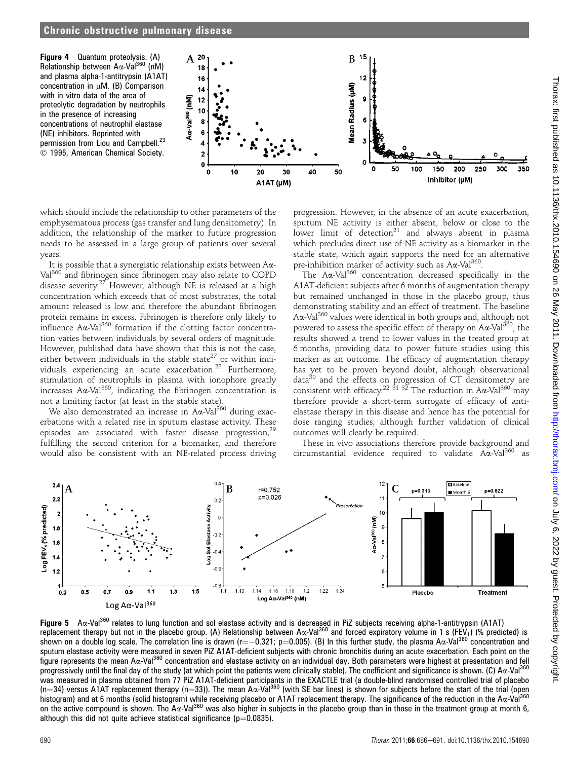**Figure 4** Quantum proteolysis. (A) Relationship between Aα-Val[360] (nM) and plasma alpha-1-antitrypsin (A1AT) concentration in μM. (B) Comparison with in vitro data of the area of proteolytic degradation by neutrophils in the presence of increasing concentrations of neutrophil elastase (NE) inhibitors. Reprinted with permission from Liou and Campbell.[23] © 1995, American Chemical Society.

which should include the relationship to other parameters of the emphysematous process (gas transfer and lung densitometry). In addition, the relationship of the marker to future progression needs to be assessed in a large group of patients over several years.

It is possible that a synergistic relationship exists between Aα-Val[360] and fibrinogen since fibrinogen may also relate to COPD disease severity.[27] However, although NE is released at a high concentration which exceeds that of most substrates, the total amount released is low and therefore the abundant fibrinogen protein remains in excess. Fibrinogen is therefore only likely to influence Aα-Val[360] formation if the clotting factor concentration varies between individuals by several orders of magnitude. However, published data have shown that this is not the case, either between individuals in the stable state[27] or within individuals experiencing an acute exacerbation.[28] Furthermore, stimulation of neutrophils in plasma with ionophore greatly increases Aα-Val[360], indicating the fibrinogen concentration is not a limiting factor (at least in the stable state).

We also demonstrated an increase in Aα-Val[360] during exacerbations with a related rise in sputum elastase activity. These episodes are associated with faster disease progression,[29] fulfilling the second criterion for a biomarker, and therefore would also be consistent with an NE-related process driving progression. However, in the absence of an acute exacerbation, sputum NE activity is either absent, below or close to the lower limit of detection[21] and always absent in plasma which precludes direct use of NE activity as a biomarker in the stable state, which again supports the need for an alternative pre-inhibition marker of activity such as Aα-Val[360].

The Aα-Val[360] concentration decreased specifically in the A1AT-deficient subjects after 6 months of augmentation therapy but remained unchanged in those in the placebo group, thus demonstrating stability and an effect of treatment. The baseline Aα-Val[360] values were identical in both groups and, although not powered to assess the specific effect of therapy on Aα-Val[360], the results showed a trend to lower values in the treated group at 6 months, providing data to power future studies using this marker as an outcome. The efficacy of augmentation therapy has yet to be proven beyond doubt, although observational data[30] and the effects on progression of CT densitometry are consistent with efficacy.[22 31 32] The reduction in Aα-Val[360] may therefore provide a short-term surrogate of efficacy of anti-elastase therapy in this disease and hence has the potential for dose ranging studies, although further validation of clinical outcomes will clearly be required.

These in vivo associations therefore provide background and circumstantial evidence required to validate Aα-Val[360] as

**Figure 5** Aα-Val[360] relates to lung function and sol elastase activity and is decreased in PiZ subjects receiving alpha-1-antitrypsin (A1AT) replacement therapy but not in the placebo group. (A) Relationship between Aα-Val[360] and forced expiratory volume in 1 s ($FEV_1$) (% predicted) is shown on a double log scale. The correlation line is drawn ($r=-0.321$; $p=0.005$). (B) In this further study, the plasma Aα-Val[360] concentration and sputum elastase activity were measured in seven PiZ A1AT-deficient subjects with chronic bronchitis during an acute exacerbation. Each point on the figure represents the mean Aα-Val[360] concentration and elastase activity on an individual day. Both parameters were highest at presentation and fell progressively until the final day of the study (at which point the patients were clinically stable). The coefficient and significance is shown. (C) Aα-Val[360] was measured in plasma obtained from 77 PiZ A1AT-deficient participants in the EXACTLE trial (a double-blind randomised controlled trial of placebo ($n=34$) versus A1AT replacement therapy ($n=33$)). The mean Aα-Val[360] (with SE bar lines) is shown for subjects before the start of the trial (open histogram) and at 6 months (solid histogram) while receiving placebo or A1AT replacement therapy. The significance of the reduction in the Aα-Val[360] on the active compound is shown. The Aα-Val[360] was also higher in subjects in the placebo group than in those in the treatment group at month 6, although this did not quite achieve statistical significance ($p=0.0835$).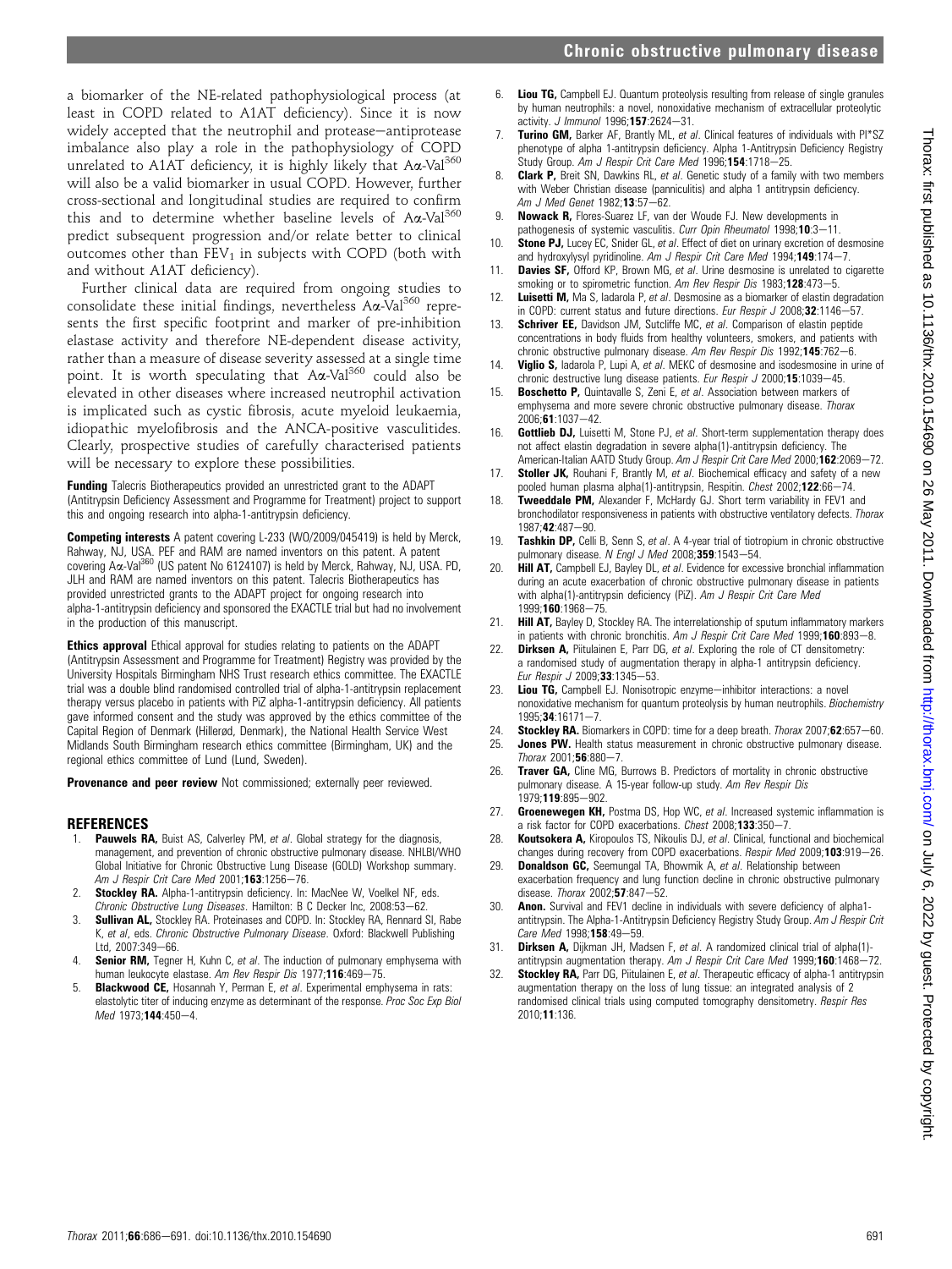a biomarker of the NE-related pathophysiological process (at least in COPD related to A1AT deficiency). Since it is now widely accepted that the neutrophil and protease–antiprotease imbalance also play a role in the pathophysiology of COPD unrelated to A1AT deficiency, it is highly likely that Aα-Val$^{360}$ will also be a valid biomarker in usual COPD. However, further cross-sectional and longitudinal studies are required to confirm this and to determine whether baseline levels of Aα-Val$^{360}$ predict subsequent progression and/or relate better to clinical outcomes other than $FEV_1$ in subjects with COPD (both with and without A1AT deficiency).

Further clinical data are required from ongoing studies to consolidate these initial findings, nevertheless Aα-Val$^{360}$ represents the first specific footprint and marker of pre-inhibition elastase activity and therefore NE-dependent disease activity, rather than a measure of disease severity assessed at a single time point. It is worth speculating that Aα-Val$^{360}$ could also be elevated in other diseases where increased neutrophil activation is implicated such as cystic fibrosis, acute myeloid leukaemia, idiopathic myelofibrosis and the ANCA-positive vasculitides. Clearly, prospective studies of carefully characterised patients will be necessary to explore these possibilities.

**Funding** Talecris Biotherapeutics provided an unrestricted grant to the ADAPT (Antitrypsin Deficiency Assessment and Programme for Treatment) project to support this and ongoing research into alpha-1-antitrypsin deficiency.

**Competing interests** A patent covering L-233 (WO/2009/045419) is held by Merck, Rahway, NJ, USA. PEF and RAM are named inventors on this patent. A patent covering Aα-Val$^{360}$ (US patent No 6124107) is held by Merck, Rahway, NJ, USA. PD, JLH and RAM are named inventors on this patent. Talecris Biotherapeutics has provided unrestricted grants to the ADAPT project for ongoing research into alpha-1-antitrypsin deficiency and sponsored the EXACTLE trial but had no involvement in the production of this manuscript.

**Ethics approval** Ethical approval for studies relating to patients on the ADAPT (Antitrypsin Assessment and Programme for Treatment) Registry was provided by the University Hospitals Birmingham NHS Trust research ethics committee. The EXACTLE trial was a double blind randomised controlled trial of alpha-1-antitrypsin replacement therapy versus placebo in patients with PiZ alpha-1-antitrypsin deficiency. All patients gave informed consent and the study was approved by the ethics committee of the Capital Region of Denmark (Hillerød, Denmark), the National Health Service West Midlands South Birmingham research ethics committee (Birmingham, UK) and the regional ethics committee of Lund (Lund, Sweden).

**Provenance and peer review** Not commissioned; externally peer reviewed.

## REFERENCES

1. **Pauwels RA**, Buist AS, Calverley PM, *et al*. Global strategy for the diagnosis, management, and prevention of chronic obstructive pulmonary disease. NHLBI/WHO Global Initiative for Chronic Obstructive Lung Disease (GOLD) Workshop summary. *Am J Respir Crit Care Med* 2001;**163**:1256–76.
2. **Stockley RA.** Alpha-1-antitrypsin deficiency. In: MacNee W, Voelkel NF, eds. *Chronic Obstructive Lung Diseases*. Hamilton: B C Decker Inc, 2008:53–62.
3. **Sullivan AL**, Stockley RA. Proteinases and COPD. In: Stockley RA, Rennard SI, Rabe K, *et al*, eds. *Chronic Obstructive Pulmonary Disease*. Oxford: Blackwell Publishing Ltd, 2007:349–66.
4. **Senior RM**, Tegner H, Kuhn C, *et al*. The induction of pulmonary emphysema with human leukocyte elastase. *Am Rev Respir Dis* 1977;**116**:469–75.
5. **Blackwood CE**, Hosannah Y, Perman E, *et al*. Experimental emphysema in rats: elastolytic titer of inducing enzyme as determinant of the response. *Proc Soc Exp Biol Med* 1973;**144**:450–4.
6. **Liou TG**, Campbell EJ. Quantum proteolysis resulting from release of single granules by human neutrophils: a novel, nonoxidative mechanism of extracellular proteolytic activity. *J Immunol* 1996;**157**:2624–31.
7. **Turino GM**, Barker AF, Brantly ML, *et al*. Clinical features of individuals with PI*SZ phenotype of alpha 1-antitrypsin deficiency. Alpha 1-Antitrypsin Deficiency Registry Study Group. *Am J Respir Crit Care Med* 1996;**154**:1718–25.
8. **Clark P**, Breit SN, Dawkins RL, *et al*. Genetic study of a family with two members with Weber Christian disease (panniculitis) and alpha 1 antitrypsin deficiency. *Am J Med Genet* 1982;**13**:57–62.
9. **Nowack R**, Flores-Suarez LF, van der Woude FJ. New developments in pathogenesis of systemic vasculitis. *Curr Opin Rheumatol* 1998;**10**:3–11.
10. **Stone PJ**, Lucey EC, Snider GL, *et al*. Effect of diet on urinary excretion of desmosine and hydroxylysyl pyridinoline. *Am J Respir Crit Care Med* 1994;**149**:174–7.
11. **Davies SF**, Offord KP, Brown MG, *et al*. Urine desmosine is unrelated to cigarette smoking or to spirometric function. *Am Rev Respir Dis* 1983;**128**:473–5.
12. **Luisetti M**, Ma S, Iadarola P, *et al*. Desmosine as a biomarker of elastin degradation in COPD: current status and future directions. *Eur Respir J* 2008;**32**:1146–57.
13. **Schriver EE**, Davidson JM, Sutcliffe MC, *et al*. Comparison of elastin peptide concentrations in body fluids from healthy volunteers, smokers, and patients with chronic obstructive pulmonary disease. *Am Rev Respir Dis* 1992;**145**:762–6.
14. **Viglio S**, Iadarola P, Lupi A, *et al*. MEKC of desmosine and isodesmosine in urine of chronic destructive lung disease patients. *Eur Respir J* 2000;**15**:1039–45.
15. **Boschetto P**, Quintavalle S, Zeni E, *et al*. Association between markers of emphysema and more severe chronic obstructive pulmonary disease. *Thorax* 2006;**61**:1037–42.
16. **Gottlieb DJ**, Luisetti M, Stone PJ, *et al*. Short-term supplementation therapy does not affect elastin degradation in severe alpha(1)-antitrypsin deficiency. The American-Italian AATD Study Group. *Am J Respir Crit Care Med* 2000;**162**:2069–72.
17. **Stoller JK**, Rouhani F, Brantly M, *et al*. Biochemical efficacy and safety of a new pooled human plasma alpha(1)-antitrypsin, Respitin. *Chest* 2002;**122**:66–74.
18. **Tweeddale PM**, Alexander F, McHardy GJ. Short term variability in FEV1 and bronchodilator responsiveness in patients with obstructive ventilatory defects. *Thorax* 1987;**42**:487–90.
19. **Tashkin DP**, Celli B, Senn S, *et al*. A 4-year trial of tiotropium in chronic obstructive pulmonary disease. *N Engl J Med* 2008;**359**:1543–54.
20. **Hill AT**, Campbell EJ, Bayley DL, *et al*. Evidence for excessive bronchial inflammation during an acute exacerbation of chronic obstructive pulmonary disease in patients with alpha(1)-antitrypsin deficiency (PiZ). *Am J Respir Crit Care Med* 1999;**160**:1968–75.
21. **Hill AT**, Bayley D, Stockley RA. The interrelationship of sputum inflammatory markers in patients with chronic bronchitis. *Am J Respir Crit Care Med* 1999;**160**:893–8.
22. **Dirksen A**, Piitulainen E, Parr DG, *et al*. Exploring the role of CT densitometry: a randomised study of augmentation therapy in alpha-1 antitrypsin deficiency. *Eur Respir J* 2009;**33**:1345–53.
23. **Liou TG**, Campbell EJ. Nonisotropic enzyme–inhibitor interactions: a novel nonoxidative mechanism for quantum proteolysis by human neutrophils. *Biochemistry* 1995;**34**:16171–7.
24. **Stockley RA.** Biomarkers in COPD: time for a deep breath. *Thorax* 2007;**62**:657–60.
25. **Jones PW.** Health status measurement in chronic obstructive pulmonary disease. *Thorax* 2001;**56**:880–7.
26. **Traver GA**, Cline MG, Burrows B. Predictors of mortality in chronic obstructive pulmonary disease. A 15-year follow-up study. *Am Rev Respir Dis* 1979;**119**:895–902.
27. **Groenewegen KH**, Postma DS, Hop WC, *et al*. Increased systemic inflammation is a risk factor for COPD exacerbations. *Chest* 2008;**133**:350–7.
28. **Koutsokera A**, Kiropoulos TS, Nikoulis DJ, *et al*. Clinical, functional and biochemical changes during recovery from COPD exacerbations. *Respir Med* 2009;**103**:919–26.
29. **Donaldson GC**, Seemungal TA, Bhowmik A, *et al*. Relationship between exacerbation frequency and lung function decline in chronic obstructive pulmonary disease. *Thorax* 2002;**57**:847–52.
30. **Anon.** Survival and FEV1 decline in individuals with severe deficiency of alpha1-antitrypsin. The Alpha-1-Antitrypsin Deficiency Registry Study Group. *Am J Respir Crit Care Med* 1998;**158**:49–59.
31. **Dirksen A**, Dijkman JH, Madsen F, *et al*. A randomized clinical trial of alpha(1)-antitrypsin augmentation therapy. *Am J Respir Crit Care Med* 1999;**160**:1468–72.
32. **Stockley RA**, Parr DG, Piitulainen E, *et al*. Therapeutic efficacy of alpha-1 antitrypsin augmentation therapy on the loss of lung tissue: an integrated analysis of 2 randomised clinical trials using computed tomography densitometry. *Respir Res* 2010;**11**:136.